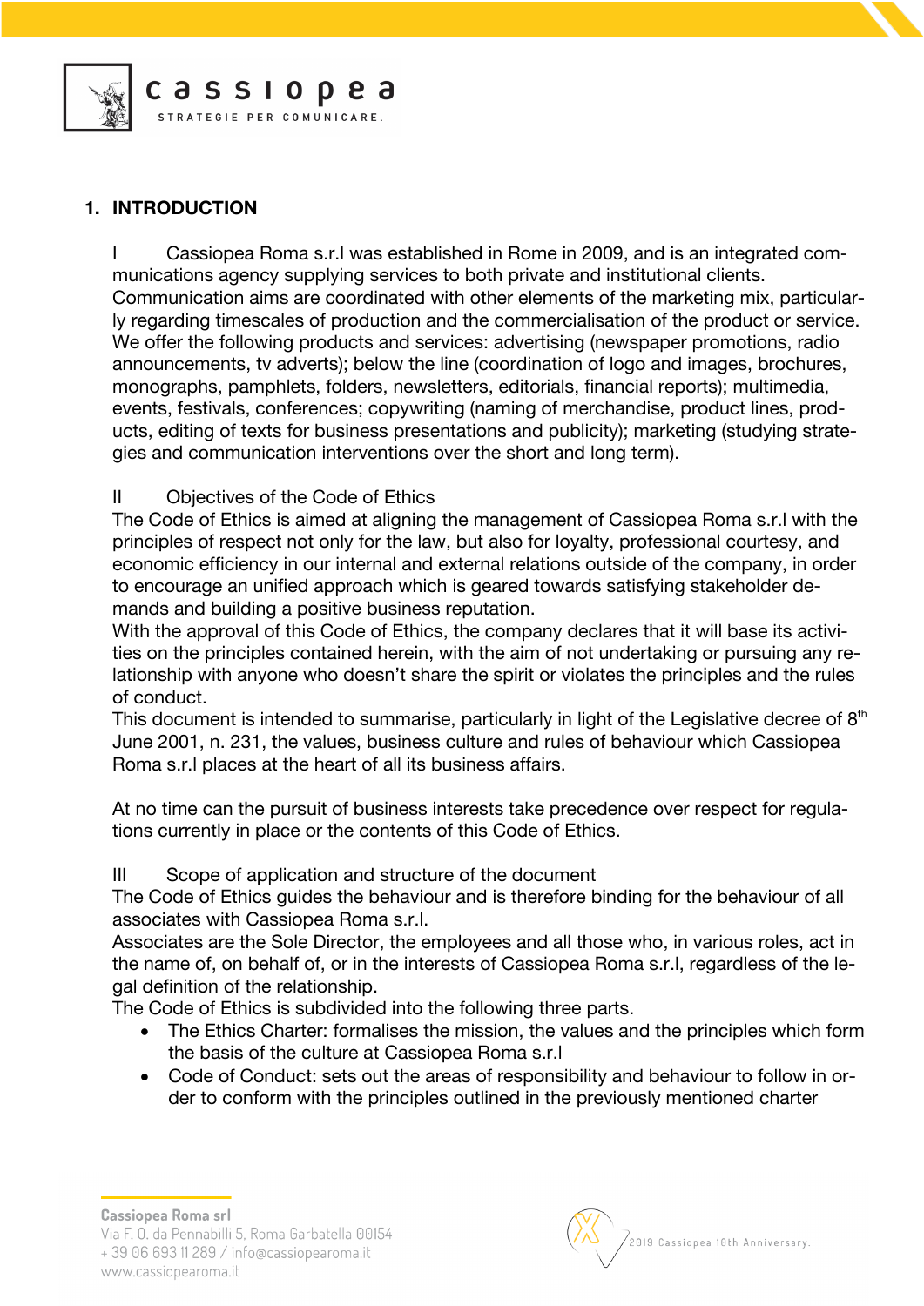## 1. INTRODUCTION

I Cassiopea Roma s.r.l was established in Rome in 2009, and is an integrated communications agency supplying services to both private and institutional clients. Communication aims are coordinated with other elements of the marketing mix, particularly regarding timescales of production and the commercialisation of the product or service. We offer the following products and services: advertising (newspaper promotions, radio announcements, tv adverts); below the line (coordination of logo and images, brochures, monographs, pamphlets, folders, newsletters, editorials, financial reports); multimedia, events, festivals, conferences; copywriting (naming of merchandise, product lines, products, editing of texts for business presentations and publicity); marketing (studying strategies and communication interventions over the short and long term).

II Objectives of the Code of Ethics

The Code of Ethics is aimed at aligning the management of Cassiopea Roma s.r.l with the principles of respect not only for the law, but also for loyalty, professional courtesy, and economic efficiency in our internal and external relations outside of the company, in order to encourage an unified approach which is geared towards satisfying stakeholder demands and building a positive business reputation.

With the approval of this Code of Ethics, the company declares that it will base its activities on the principles contained herein, with the aim of not undertaking or pursuing any relationship with anyone who doesn't share the spirit or violates the principles and the rules of conduct.

This document is intended to summarise, particularly in light of the Legislative decree of 8th June 2001, n. 231, the values, business culture and rules of behaviour which Cassiopea Roma s.r.l places at the heart of all its business affairs.

At no time can the pursuit of business interests take precedence over respect for regulations currently in place or the contents of this Code of Ethics.

III Scope of application and structure of the document

The Code of Ethics guides the behaviour and is therefore binding for the behaviour of all associates with Cassiopea Roma s.r.l.

Associates are the Sole Director, the employees and all those who, in various roles, act in the name of, on behalf of, or in the interests of Cassiopea Roma s.r.l, regardless of the legal definition of the relationship.

The Code of Ethics is subdivided into the following three parts.

- The Ethics Charter: formalises the mission, the values and the principles which form the basis of the culture at Cassiopea Roma s.r.l
- Code of Conduct: sets out the areas of responsibility and behaviour to follow in order to conform with the principles outlined in the previously mentioned charter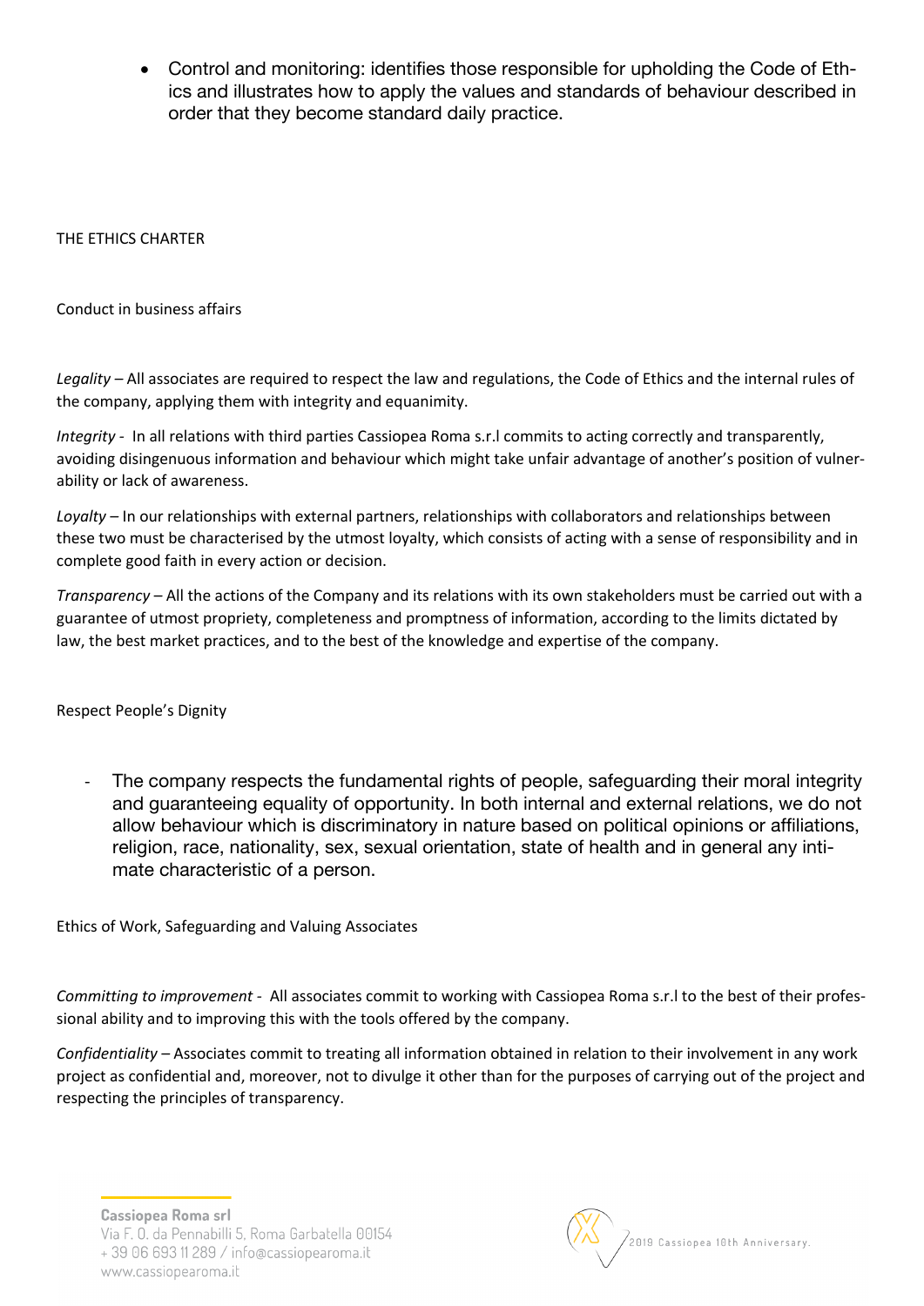- Control and monitoring: identifies those responsible for upholding the Code of Ethics and illustrates how to apply the values and standards of behaviour described in order that they become standard daily practice.

## THE ETHICS CHARTER

### Conduct in business affairs

*Legality* – All associates are required to respect the law and regulations, the Code of Ethics and the internal rules of the company, applying them with integrity and equanimity.

*Integrity* - In all relations with third parties Cassiopea Roma s.r.l commits to acting correctly and transparently, avoiding disingenuous information and behaviour which might take unfair advantage of another's position of vulnerability or lack of awareness.

*Loyalty* – In our relationships with external partners, relationships with collaborators and relationships between these two must be characterised by the utmost loyalty, which consists of acting with a sense of responsibility and in complete good faith in every action or decision.

*Transparency* – All the actions of the Company and its relations with its own stakeholders must be carried out with a guarantee of utmost propriety, completeness and promptness of information, according to the limits dictated by law, the best market practices, and to the best of the knowledge and expertise of the company.

### Respect People's Dignity

- The company respects the fundamental rights of people, safeguarding their moral integrity and guaranteeing equality of opportunity. In both internal and external relations, we do not allow behaviour which is discriminatory in nature based on political opinions or affiliations, religion, race, nationality, sex, sexual orientation, state of health and in general any intimate characteristic of a person.

### Ethics of Work, Safeguarding and Valuing Associates

*Committing to improvement* - All associates commit to working with Cassiopea Roma s.r.l to the best of their professional ability and to improving this with the tools offered by the company.

*Confidentiality* – Associates commit to treating all information obtained in relation to their involvement in any work project as confidential and, moreover, not to divulge it other than for the purposes of carrying out of the project and respecting the principles of transparency.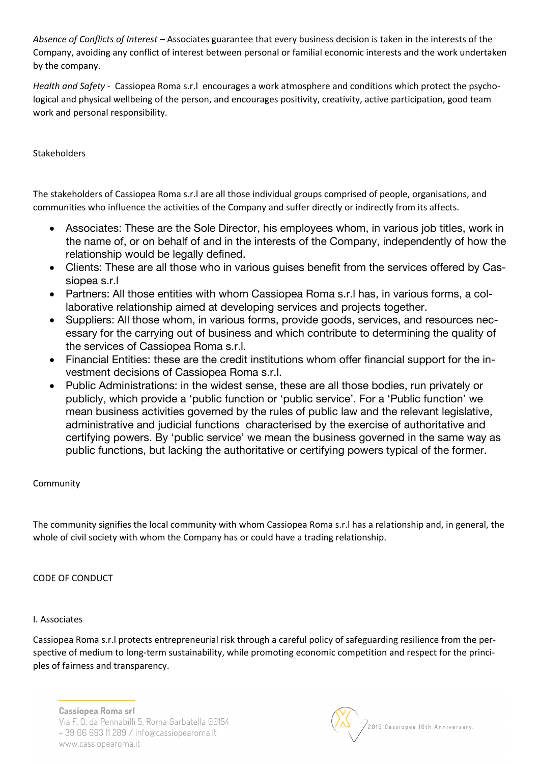*Absence of Conflicts of Interest* – Associates guarantee that every business decision is taken in the interests of the Company, avoiding any conflict of interest between personal or familial economic interests and the work undertaken by the company.

*Health and Safety* - Cassiopea Roma s.r.l encourages a work atmosphere and conditions which protect the psychological and physical wellbeing of the person, and encourages positivity, creativity, active participation, good team work and personal responsibility.

## Stakeholders

The stakeholders of Cassiopea Roma s.r.l are all those individual groups comprised of people, organisations, and communities who influence the activities of the Company and suffer directly or indirectly from its affects.

- Associates: These are the Sole Director, his employees whom, in various job titles, work in the name of, or on behalf of and in the interests of the Company, independently of how the relationship would be legally defined.
- Clients: These are all those who in various guises benefit from the services offered by Cassiopea s.r.l
- Partners: All those entities with whom Cassiopea Roma s.r.l has, in various forms, a collaborative relationship aimed at developing services and projects together.
- Suppliers: All those whom, in various forms, provide goods, services, and resources necessary for the carrying out of business and which contribute to determining the quality of the services of Cassiopea Roma s.r.l.
- Financial Entities: these are the credit institutions whom offer financial support for the investment decisions of Cassiopea Roma s.r.l.
- Public Administrations: in the widest sense, these are all those bodies, run privately or publicly, which provide a 'public function or 'public service'. For a 'Public function' we mean business activities governed by the rules of public law and the relevant legislative, administrative and judicial functions characterised by the exercise of authoritative and certifying powers. By 'public service' we mean the business governed in the same way as public functions, but lacking the authoritative or certifying powers typical of the former.

## Community

The community signifies the local community with whom Cassiopea Roma s.r.l has a relationship and, in general, the whole of civil society with whom the Company has or could have a trading relationship.

## CODE OF CONDUCT

### I. Associates

Cassiopea Roma s.r.l protects entrepreneurial risk through a careful policy of safeguarding resilience from the perspective of medium to long-term sustainability, while promoting economic competition and respect for the principles of fairness and transparency.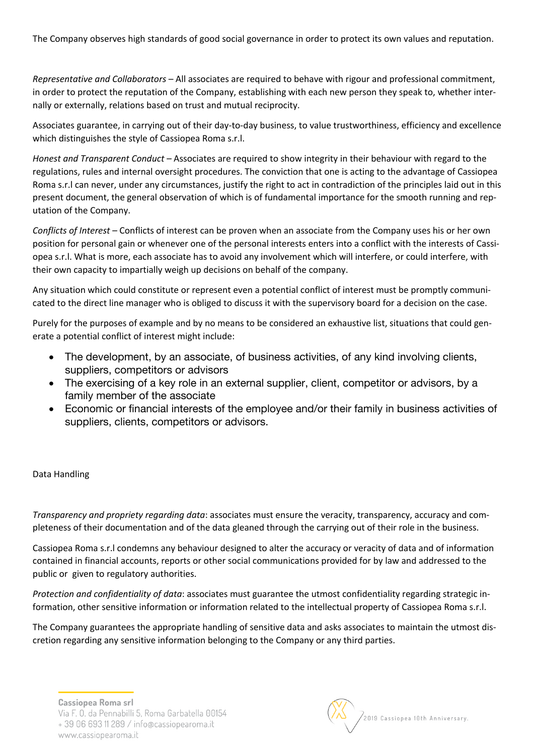The Company observes high standards of good social governance in order to protect its own values and reputation.

*Representative and Collaborators* – All associates are required to behave with rigour and professional commitment, in order to protect the reputation of the Company, establishing with each new person they speak to, whether internally or externally, relations based on trust and mutual reciprocity.

Associates guarantee, in carrying out of their day-to-day business, to value trustworthiness, efficiency and excellence which distinguishes the style of Cassiopea Roma s.r.l.

*Honest and Transparent Conduct* – Associates are required to show integrity in their behaviour with regard to the regulations, rules and internal oversight procedures. The conviction that one is acting to the advantage of Cassiopea Roma s.r.l can never, under any circumstances, justify the right to act in contradiction of the principles laid out in this present document, the general observation of which is of fundamental importance for the smooth running and reputation of the Company.

*Conflicts of Interest* – Conflicts of interest can be proven when an associate from the Company uses his or her own position for personal gain or whenever one of the personal interests enters into a conflict with the interests of Cassiopea s.r.l. What is more, each associate has to avoid any involvement which will interfere, or could interfere, with their own capacity to impartially weigh up decisions on behalf of the company.

Any situation which could constitute or represent even a potential conflict of interest must be promptly communicated to the direct line manager who is obliged to discuss it with the supervisory board for a decision on the case.

Purely for the purposes of example and by no means to be considered an exhaustive list, situations that could generate a potential conflict of interest might include:

- The development, by an associate, of business activities, of any kind involving clients, suppliers, competitors or advisors
- The exercising of a key role in an external supplier, client, competitor or advisors, by a family member of the associate
- Economic or financial interests of the employee and/or their family in business activities of suppliers, clients, competitors or advisors.

Data Handling

*Transparency and propriety regarding data*: associates must ensure the veracity, transparency, accuracy and completeness of their documentation and of the data gleaned through the carrying out of their role in the business.

Cassiopea Roma s.r.l condemns any behaviour designed to alter the accuracy or veracity of data and of information contained in financial accounts, reports or other social communications provided for by law and addressed to the public or given to regulatory authorities.

*Protection and confidentiality of data*: associates must guarantee the utmost confidentiality regarding strategic information, other sensitive information or information related to the intellectual property of Cassiopea Roma s.r.l.

The Company guarantees the appropriate handling of sensitive data and asks associates to maintain the utmost discretion regarding any sensitive information belonging to the Company or any third parties.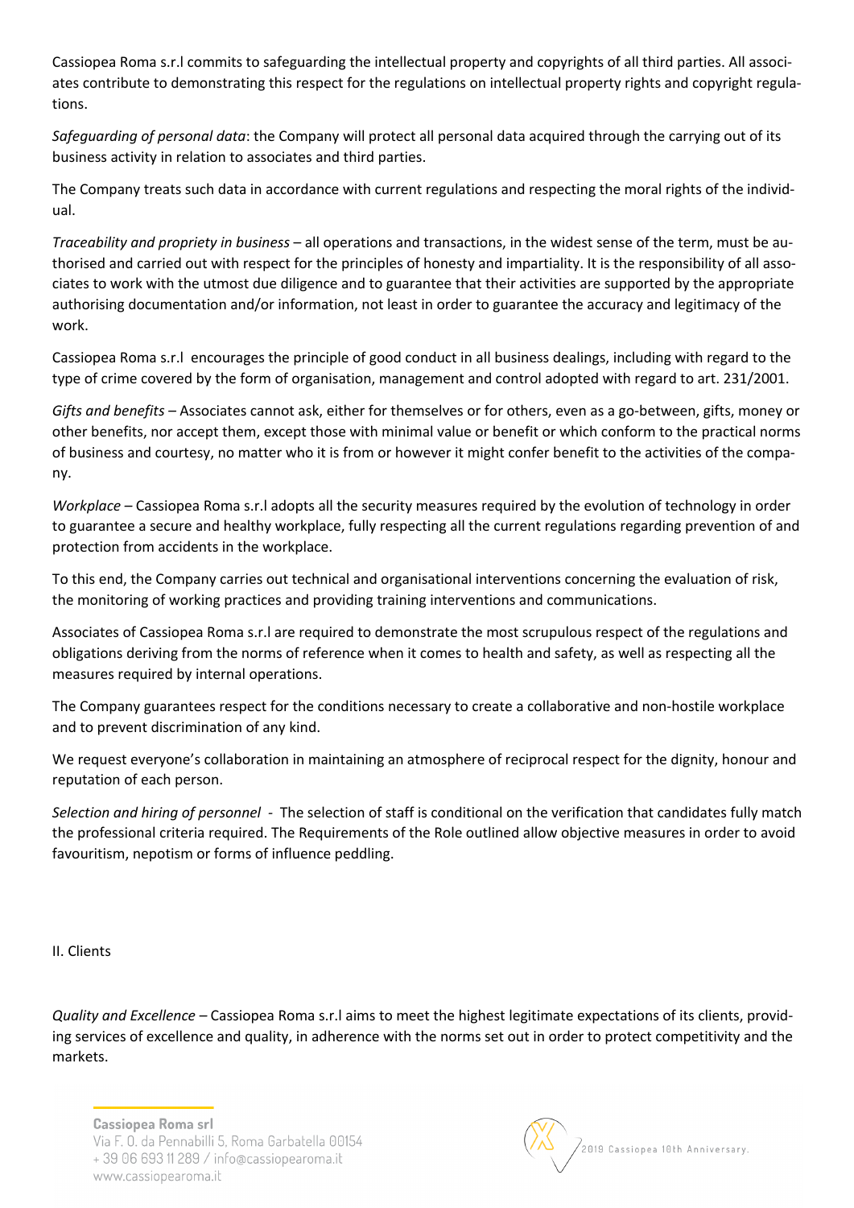Cassiopea Roma s.r.l commits to safeguarding the intellectual property and copyrights of all third parties. All associates contribute to demonstrating this respect for the regulations on intellectual property rights and copyright regulations.

*Safeguarding of personal data*: the Company will protect all personal data acquired through the carrying out of its business activity in relation to associates and third parties.

The Company treats such data in accordance with current regulations and respecting the moral rights of the individual.

*Traceability and propriety in business* – all operations and transactions, in the widest sense of the term, must be authorised and carried out with respect for the principles of honesty and impartiality. It is the responsibility of all associates to work with the utmost due diligence and to guarantee that their activities are supported by the appropriate authorising documentation and/or information, not least in order to guarantee the accuracy and legitimacy of the work.

Cassiopea Roma s.r.l  encourages the principle of good conduct in all business dealings, including with regard to the type of crime covered by the form of organisation, management and control adopted with regard to art. 231/2001.

*Gifts and benefits* – Associates cannot ask, either for themselves or for others, even as a go-between, gifts, money or other benefits, nor accept them, except those with minimal value or benefit or which conform to the practical norms of business and courtesy, no matter who it is from or however it might confer benefit to the activities of the company.

*Workplace* – Cassiopea Roma s.r.l adopts all the security measures required by the evolution of technology in order to guarantee a secure and healthy workplace, fully respecting all the current regulations regarding prevention of and protection from accidents in the workplace.

To this end, the Company carries out technical and organisational interventions concerning the evaluation of risk, the monitoring of working practices and providing training interventions and communications.

Associates of Cassiopea Roma s.r.l are required to demonstrate the most scrupulous respect of the regulations and obligations deriving from the norms of reference when it comes to health and safety, as well as respecting all the measures required by internal operations.

The Company guarantees respect for the conditions necessary to create a collaborative and non-hostile workplace and to prevent discrimination of any kind.

We request everyone's collaboration in maintaining an atmosphere of reciprocal respect for the dignity, honour and reputation of each person.

*Selection and hiring of personnel*  -  The selection of staff is conditional on the verification that candidates fully match the professional criteria required. The Requirements of the Role outlined allow objective measures in order to avoid favouritism, nepotism or forms of influence peddling.

II. Clients

*Quality and Excellence* – Cassiopea Roma s.r.l aims to meet the highest legitimate expectations of its clients, providing services of excellence and quality, in adherence with the norms set out in order to protect competitivity and the markets.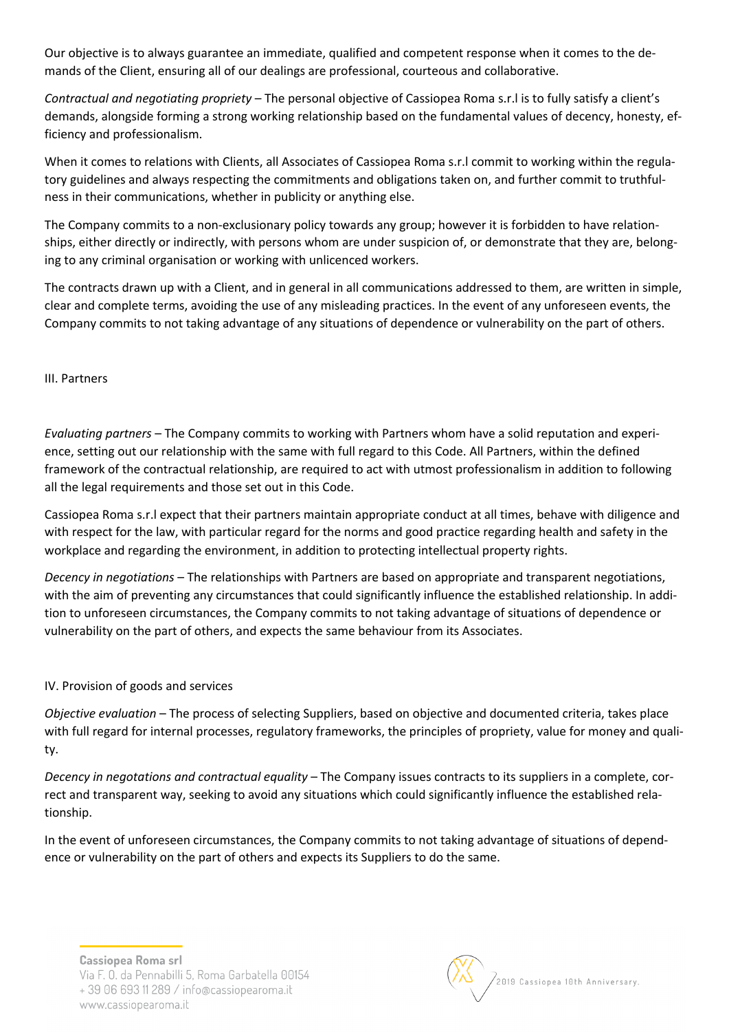Our objective is to always guarantee an immediate, qualified and competent response when it comes to the demands of the Client, ensuring all of our dealings are professional, courteous and collaborative.

*Contractual and negotiating propriety* – The personal objective of Cassiopea Roma s.r.l is to fully satisfy a client's demands, alongside forming a strong working relationship based on the fundamental values of decency, honesty, efficiency and professionalism.

When it comes to relations with Clients, all Associates of Cassiopea Roma s.r.l commit to working within the regulatory guidelines and always respecting the commitments and obligations taken on, and further commit to truthfulness in their communications, whether in publicity or anything else.

The Company commits to a non-exclusionary policy towards any group; however it is forbidden to have relationships, either directly or indirectly, with persons whom are under suspicion of, or demonstrate that they are, belonging to any criminal organisation or working with unlicenced workers.

The contracts drawn up with a Client, and in general in all communications addressed to them, are written in simple, clear and complete terms, avoiding the use of any misleading practices. In the event of any unforeseen events, the Company commits to not taking advantage of any situations of dependence or vulnerability on the part of others.

## III. Partners

*Evaluating partners* – The Company commits to working with Partners whom have a solid reputation and experience, setting out our relationship with the same with full regard to this Code. All Partners, within the defined framework of the contractual relationship, are required to act with utmost professionalism in addition to following all the legal requirements and those set out in this Code.

Cassiopea Roma s.r.l expect that their partners maintain appropriate conduct at all times, behave with diligence and with respect for the law, with particular regard for the norms and good practice regarding health and safety in the workplace and regarding the environment, in addition to protecting intellectual property rights.

*Decency in negotiations* – The relationships with Partners are based on appropriate and transparent negotiations, with the aim of preventing any circumstances that could significantly influence the established relationship. In addition to unforeseen circumstances, the Company commits to not taking advantage of situations of dependence or vulnerability on the part of others, and expects the same behaviour from its Associates.

## IV. Provision of goods and services

*Objective evaluation* – The process of selecting Suppliers, based on objective and documented criteria, takes place with full regard for internal processes, regulatory frameworks, the principles of propriety, value for money and quality.

*Decency in negotiations and contractual equality* – The Company issues contracts to its suppliers in a complete, correct and transparent way, seeking to avoid any situations which could significantly influence the established relationship.

In the event of unforeseen circumstances, the Company commits to not taking advantage of situations of dependence or vulnerability on the part of others and expects its Suppliers to do the same.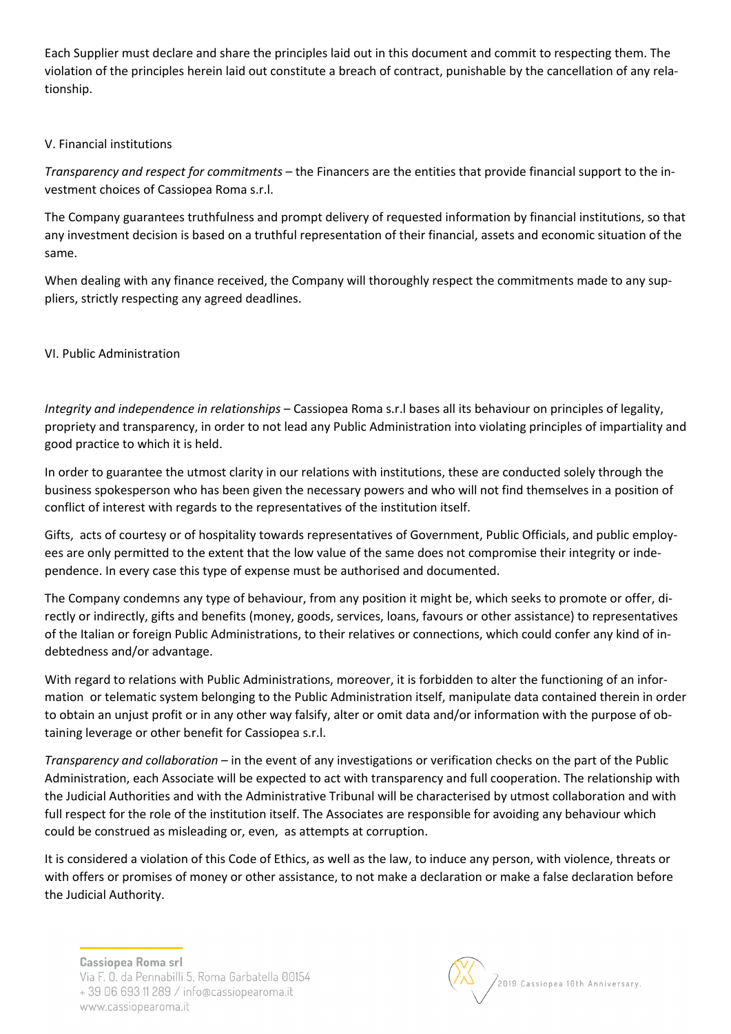Each Supplier must declare and share the principles laid out in this document and commit to respecting them. The violation of the principles herein laid out constitute a breach of contract, punishable by the cancellation of any relationship.

V. Financial institutions

*Transparency and respect for commitments* – the Financers are the entities that provide financial support to the investment choices of Cassiopea Roma s.r.l.

The Company guarantees truthfulness and prompt delivery of requested information by financial institutions, so that any investment decision is based on a truthful representation of their financial, assets and economic situation of the same.

When dealing with any finance received, the Company will thoroughly respect the commitments made to any suppliers, strictly respecting any agreed deadlines.

VI. Public Administration

*Integrity and independence in relationships* – Cassiopea Roma s.r.l bases all its behaviour on principles of legality, propriety and transparency, in order to not lead any Public Administration into violating principles of impartiality and good practice to which it is held.

In order to guarantee the utmost clarity in our relations with institutions, these are conducted solely through the business spokesperson who has been given the necessary powers and who will not find themselves in a position of conflict of interest with regards to the representatives of the institution itself.

Gifts, acts of courtesy or of hospitality towards representatives of Government, Public Officials, and public employees are only permitted to the extent that the low value of the same does not compromise their integrity or independence. In every case this type of expense must be authorised and documented.

The Company condemns any type of behaviour, from any position it might be, which seeks to promote or offer, directly or indirectly, gifts and benefits (money, goods, services, loans, favours or other assistance) to representatives of the Italian or foreign Public Administrations, to their relatives or connections, which could confer any kind of indebtedness and/or advantage.

With regard to relations with Public Administrations, moreover, it is forbidden to alter the functioning of an information or telematic system belonging to the Public Administration itself, manipulate data contained therein in order to obtain an unjust profit or in any other way falsify, alter or omit data and/or information with the purpose of obtaining leverage or other benefit for Cassiopea s.r.l.

*Transparency and collaboration* – in the event of any investigations or verification checks on the part of the Public Administration, each Associate will be expected to act with transparency and full cooperation. The relationship with the Judicial Authorities and with the Administrative Tribunal will be characterised by utmost collaboration and with full respect for the role of the institution itself. The Associates are responsible for avoiding any behaviour which could be construed as misleading or, even, as attempts at corruption.

It is considered a violation of this Code of Ethics, as well as the law, to induce any person, with violence, threats or with offers or promises of money or other assistance, to not make a declaration or make a false declaration before the Judicial Authority.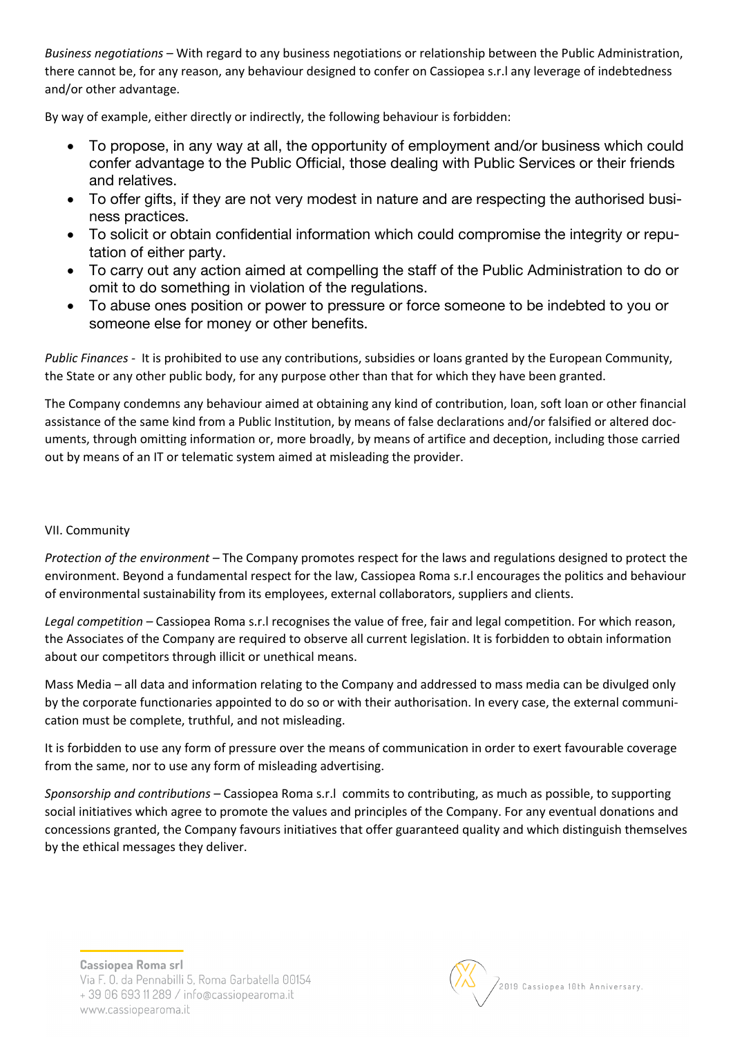*Business negotiations* – With regard to any business negotiations or relationship between the Public Administration, there cannot be, for any reason, any behaviour designed to confer on Cassiopea s.r.l any leverage of indebtedness and/or other advantage.

By way of example, either directly or indirectly, the following behaviour is forbidden:

- To propose, in any way at all, the opportunity of employment and/or business which could confer advantage to the Public Official, those dealing with Public Services or their friends and relatives.
- To offer gifts, if they are not very modest in nature and are respecting the authorised business practices.
- To solicit or obtain confidential information which could compromise the integrity or reputation of either party.
- To carry out any action aimed at compelling the staff of the Public Administration to do or omit to do something in violation of the regulations.
- To abuse ones position or power to pressure or force someone to be indebted to you or someone else for money or other benefits.

*Public Finances* - It is prohibited to use any contributions, subsidies or loans granted by the European Community, the State or any other public body, for any purpose other than that for which they have been granted.

The Company condemns any behaviour aimed at obtaining any kind of contribution, loan, soft loan or other financial assistance of the same kind from a Public Institution, by means of false declarations and/or falsified or altered documents, through omitting information or, more broadly, by means of artifice and deception, including those carried out by means of an IT or telematic system aimed at misleading the provider.

VII. Community

*Protection of the environment* – The Company promotes respect for the laws and regulations designed to protect the environment. Beyond a fundamental respect for the law, Cassiopea Roma s.r.l encourages the politics and behaviour of environmental sustainability from its employees, external collaborators, suppliers and clients.

*Legal competition* – Cassiopea Roma s.r.l recognises the value of free, fair and legal competition. For which reason, the Associates of the Company are required to observe all current legislation. It is forbidden to obtain information about our competitors through illicit or unethical means.

Mass Media – all data and information relating to the Company and addressed to mass media can be divulged only by the corporate functionaries appointed to do so or with their authorisation. In every case, the external communication must be complete, truthful, and not misleading.

It is forbidden to use any form of pressure over the means of communication in order to exert favourable coverage from the same, nor to use any form of misleading advertising.

*Sponsorship and contributions* – Cassiopea Roma s.r.l commits to contributing, as much as possible, to supporting social initiatives which agree to promote the values and principles of the Company. For any eventual donations and concessions granted, the Company favours initiatives that offer guaranteed quality and which distinguish themselves by the ethical messages they deliver.